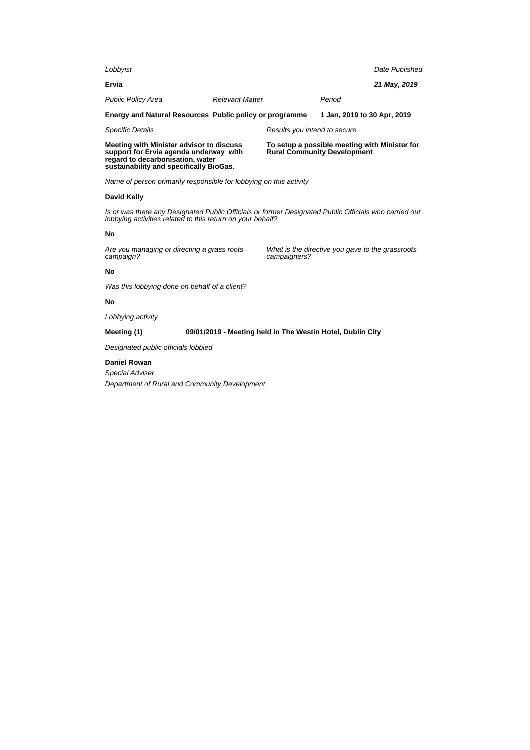*Lobbyist*

**Ervia**

*Date Published*

***21 May, 2019***

| *Public Policy Area* | *Relevant Matter* | *Period* |
|---|---|---|
| **Energy and Natural Resources** | **Public policy or programme** | **1 Jan, 2019 to 30 Apr, 2019** |

*Specific Details*

**Meeting with Minister advisor to discuss support for Ervia agenda underway with regard to decarbonisation, water sustainability and specifically BioGas.**

*Results you intend to secure*

**To setup a possible meeting with Minister for Rural Community Development**

*Name of person primarily responsible for lobbying on this activity*

**David Kelly**

*Is or was there any Designated Public Officials or former Designated Public Officials who carried out lobbying activities related to this return on your behalf?*

**No**

*Are you managing or directing a grass roots campaign?*

**No**

*What is the directive you gave to the grassroots campaigners?*

*Was this lobbying done on behalf of a client?*

**No**

*Lobbying activity*

**Meeting (1)** **09/01/2019 - Meeting held in The Westin Hotel, Dublin City**

*Designated public officials lobbied*

**Daniel Rowan**

*Special Adviser*

*Department of Rural and Community Development*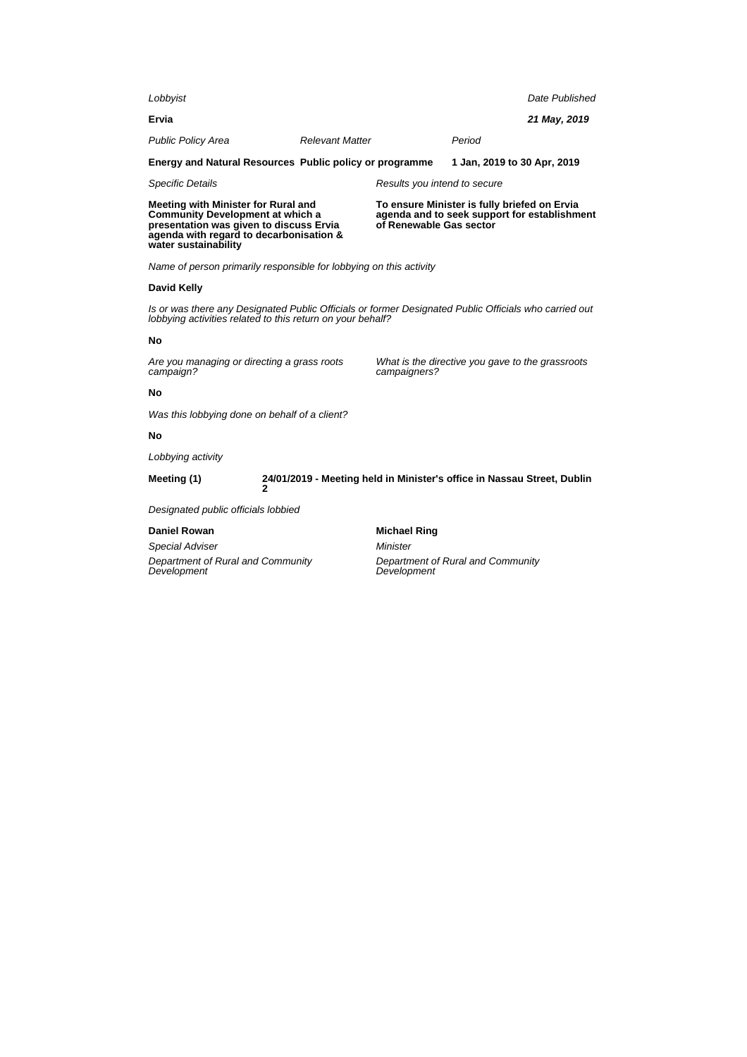*Lobbyist*

**Ervia**

*Date Published*

***21 May, 2019***

| *Public Policy Area* | *Relevant Matter* | *Period* |
|---|---|---|
| **Energy and Natural Resources** | **Public policy or programme** | **1 Jan, 2019 to 30 Apr, 2019** |

*Specific Details*

**Meeting with Minister for Rural and Community Development at which a presentation was given to discuss Ervia agenda with regard to decarbonisation & water sustainability**

*Results you intend to secure*

**To ensure Minister is fully briefed on Ervia agenda and to seek support for establishment of Renewable Gas sector**

*Name of person primarily responsible for lobbying on this activity*

**David Kelly**

*Is or was there any Designated Public Officials or former Designated Public Officials who carried out lobbying activities related to this return on your behalf?*

**No**

*Are you managing or directing a grass roots campaign?*

**No**

*What is the directive you gave to the grassroots campaigners?*

*Was this lobbying done on behalf of a client?*

**No**

*Lobbying activity*

**Meeting (1)** **24/01/2019 - Meeting held in Minister's office in Nassau Street, Dublin 2**

*Designated public officials lobbied*

**Daniel Rowan**
*Special Adviser*
*Department of Rural and Community Development*

**Michael Ring**
*Minister*
*Department of Rural and Community Development*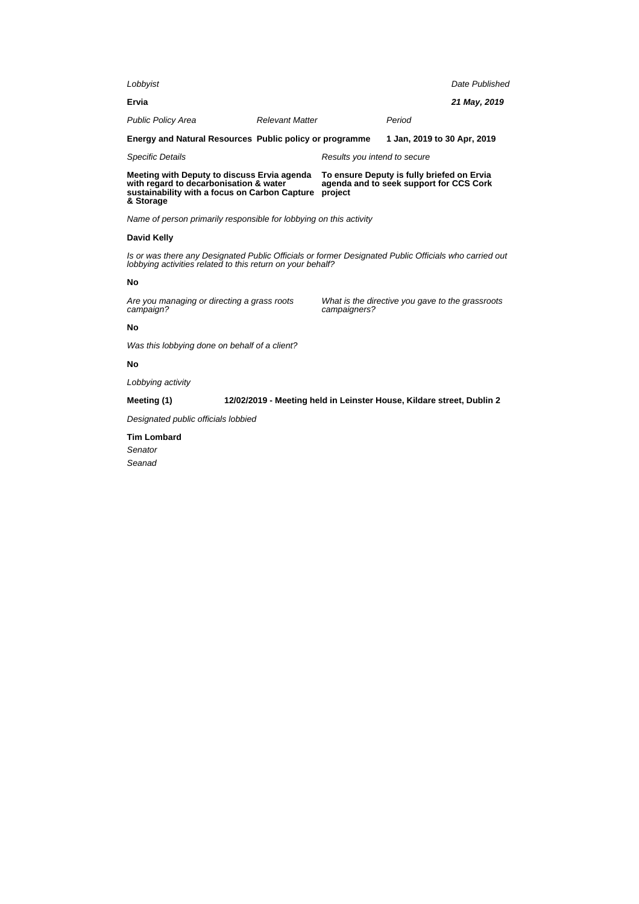*Lobbyist*

**Ervia**

*Date Published*

***21 May, 2019***

| *Public Policy Area* | *Relevant Matter* | *Period* |
| --- | --- | --- |
| **Energy and Natural Resources** | **Public policy or programme** | **1 Jan, 2019 to 30 Apr, 2019** |

| *Specific Details* | *Results you intend to secure* |
| --- | --- |
| **Meeting with Deputy to discuss Ervia agenda with regard to decarbonisation & water sustainability with a focus on Carbon Capture & Storage** | **To ensure Deputy is fully briefed on Ervia agenda and to seek support for CCS Cork project** |

*Name of person primarily responsible for lobbying on this activity*

**David Kelly**

*Is or was there any Designated Public Officials or former Designated Public Officials who carried out lobbying activities related to this return on your behalf?*

**No**

| *Are you managing or directing a grass roots campaign?* | *What is the directive you gave to the grassroots campaigners?* |
| --- | --- |
| **No** | |

*Was this lobbying done on behalf of a client?*

**No**

*Lobbying activity*

**Meeting (1)** **12/02/2019 - Meeting held in Leinster House, Kildare street, Dublin 2**

*Designated public officials lobbied*

**Tim Lombard**

*Senator*

*Seanad*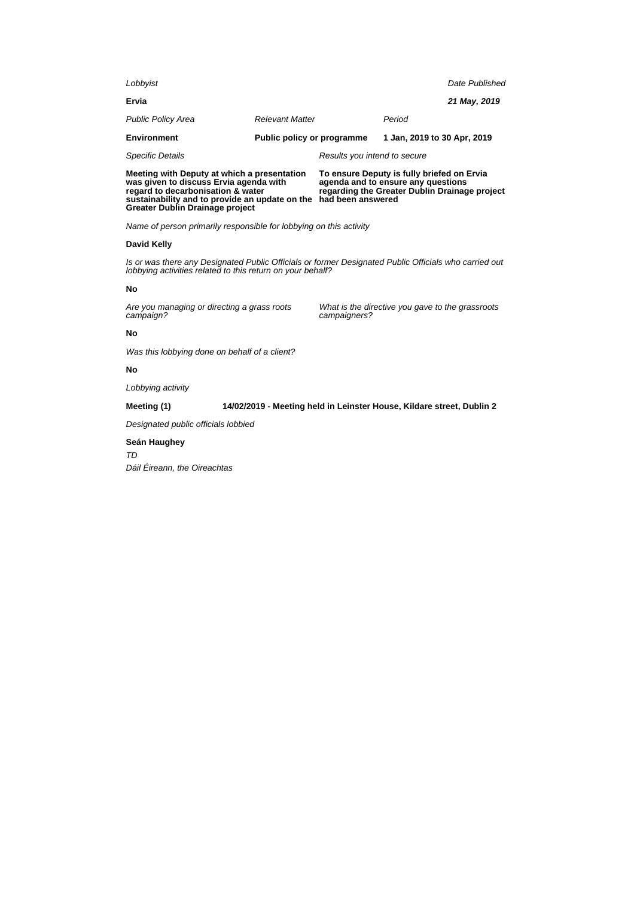*Lobbyist*

**Ervia**

*Date Published*

***21 May, 2019***

| *Public Policy Area* | *Relevant Matter* | *Period* |
|---|---|---|
| **Environment** | **Public policy or programme** | **1 Jan, 2019 to 30 Apr, 2019** |

| *Specific Details* | *Results you intend to secure* |
|---|---|
| **Meeting with Deputy at which a presentation was given to discuss Ervia agenda with regard to decarbonisation & water sustainability and to provide an update on the Greater Dublin Drainage project** | **To ensure Deputy is fully briefed on Ervia agenda and to ensure any questions regarding the Greater Dublin Drainage project had been answered** |

*Name of person primarily responsible for lobbying on this activity*

**David Kelly**

*Is or was there any Designated Public Officials or former Designated Public Officials who carried out lobbying activities related to this return on your behalf?*

**No**

| *Are you managing or directing a grass roots campaign?* | *What is the directive you gave to the grassroots campaigners?* |
|---|---|
| **No** | |

*Was this lobbying done on behalf of a client?*

**No**

*Lobbying activity*

**Meeting (1)** **14/02/2019 - Meeting held in Leinster House, Kildare street, Dublin 2**

*Designated public officials lobbied*

**Seán Haughey**

*TD*

*Dáil Éireann, the Oireachtas*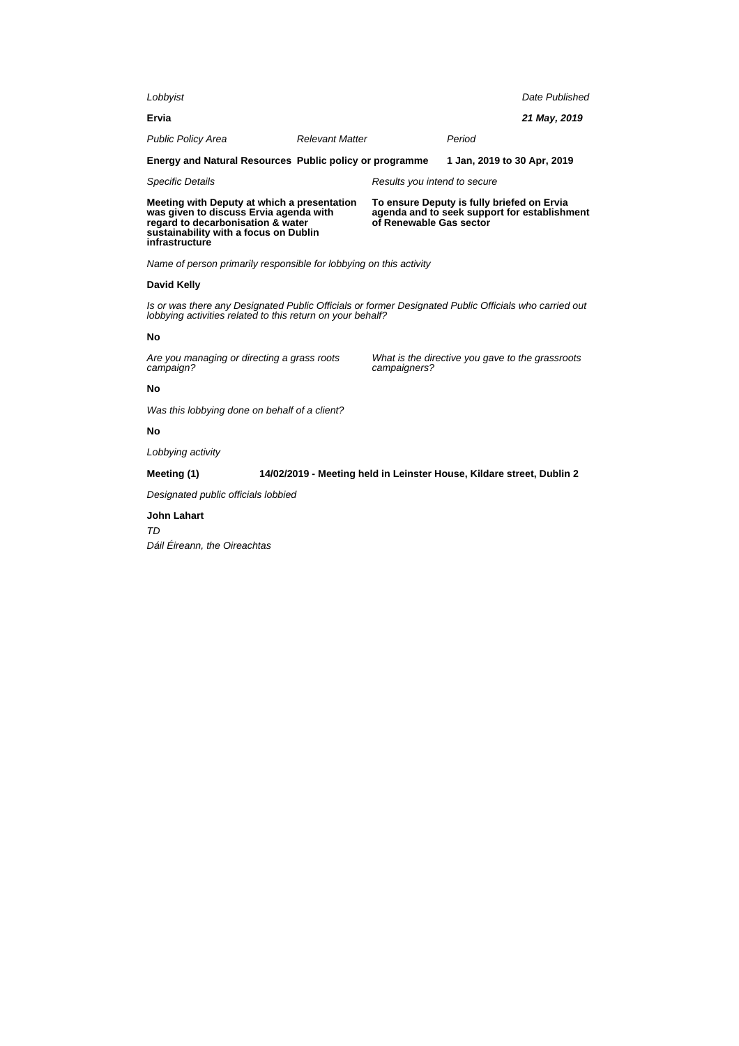*Lobbyist* | *Date Published*

**Ervia** | ***21 May, 2019***

| *Public Policy Area* | *Relevant Matter* | *Period* |
| --- | --- | --- |
| **Energy and Natural Resources** | **Public policy or programme** | **1 Jan, 2019 to 30 Apr, 2019** |

| *Specific Details* | *Results you intend to secure* |
| --- | --- |
| **Meeting with Deputy at which a presentation was given to discuss Ervia agenda with regard to decarbonisation & water sustainability with a focus on Dublin infrastructure** | **To ensure Deputy is fully briefed on Ervia agenda and to seek support for establishment of Renewable Gas sector** |

*Name of person primarily responsible for lobbying on this activity*

**David Kelly**

*Is or was there any Designated Public Officials or former Designated Public Officials who carried out lobbying activities related to this return on your behalf?*

**No**

| *Are you managing or directing a grass roots campaign?* | *What is the directive you gave to the grassroots campaigners?* |
| --- | --- |
| **No** | |

*Was this lobbying done on behalf of a client?*

**No**

*Lobbying activity*

**Meeting (1)** **14/02/2019 - Meeting held in Leinster House, Kildare street, Dublin 2**

*Designated public officials lobbied*

**John Lahart**

*TD*

*Dáil Éireann, the Oireachtas*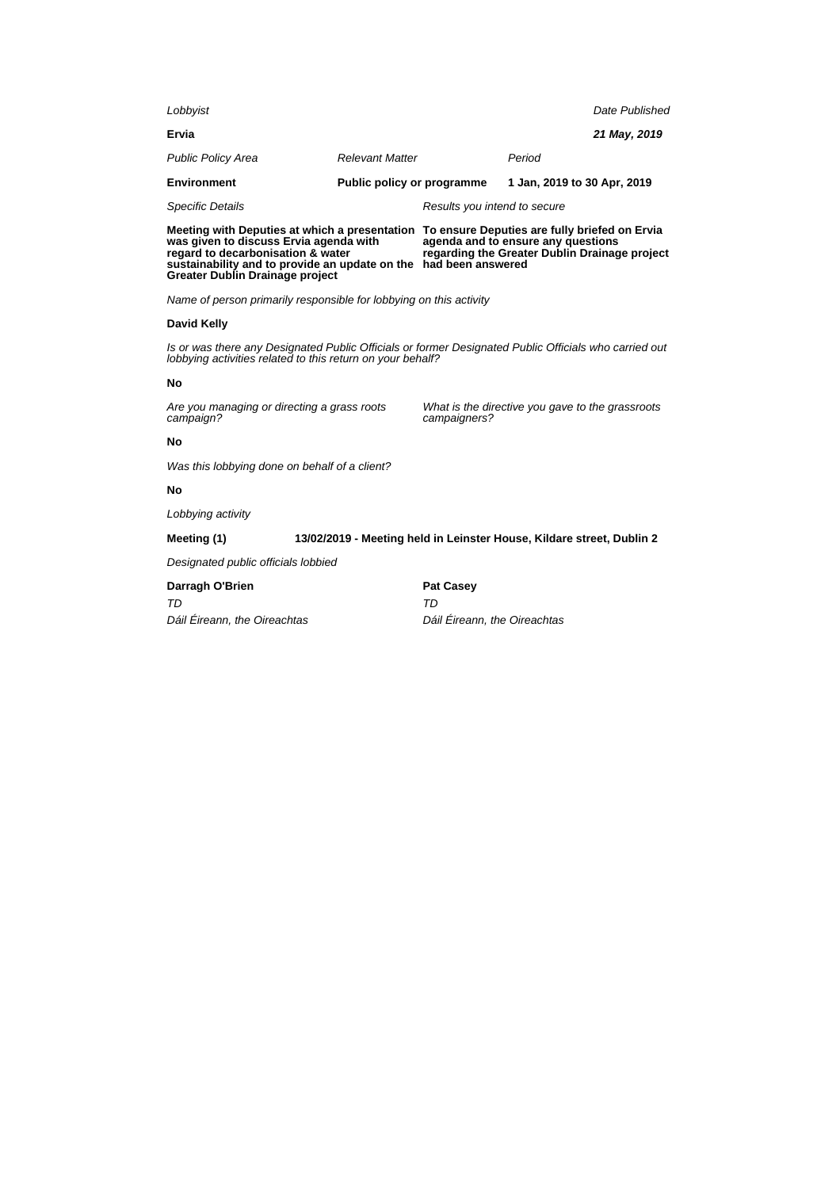*Lobbyist*

**Ervia**

*Date Published*

***21 May, 2019***

| *Public Policy Area* | *Relevant Matter* | *Period* |
|---|---|---|
| **Environment** | **Public policy or programme** | **1 Jan, 2019 to 30 Apr, 2019** |

*Specific Details*

**Meeting with Deputies at which a presentation was given to discuss Ervia agenda with regard to decarbonisation & water sustainability and to provide an update on the Greater Dublin Drainage project**

*Results you intend to secure*

**To ensure Deputies are fully briefed on Ervia agenda and to ensure any questions regarding the Greater Dublin Drainage project had been answered**

*Name of person primarily responsible for lobbying on this activity*

**David Kelly**

*Is or was there any Designated Public Officials or former Designated Public Officials who carried out lobbying activities related to this return on your behalf?*

**No**

*Are you managing or directing a grass roots campaign?*

**No**

*What is the directive you gave to the grassroots campaigners?*

*Was this lobbying done on behalf of a client?*

**No**

*Lobbying activity*

**Meeting (1)** **13/02/2019 - Meeting held in Leinster House, Kildare street, Dublin 2**

*Designated public officials lobbied*

**Darragh O'Brien**
*TD*
*Dáil Éireann, the Oireachtas*

**Pat Casey**
*TD*
*Dáil Éireann, the Oireachtas*